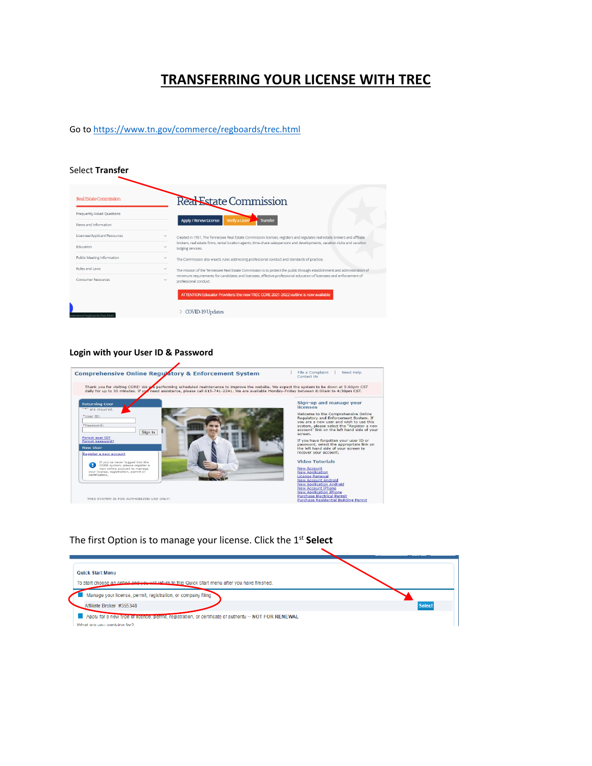# TRANSFERRING YOUR LICENSE WITH TREC

Go to https://www.tn.gov/commerce/regboards/trec.html

Select **Transfer**

**Login with your User ID & Password**

The first Option is to manage your license. Click the 1st **Select**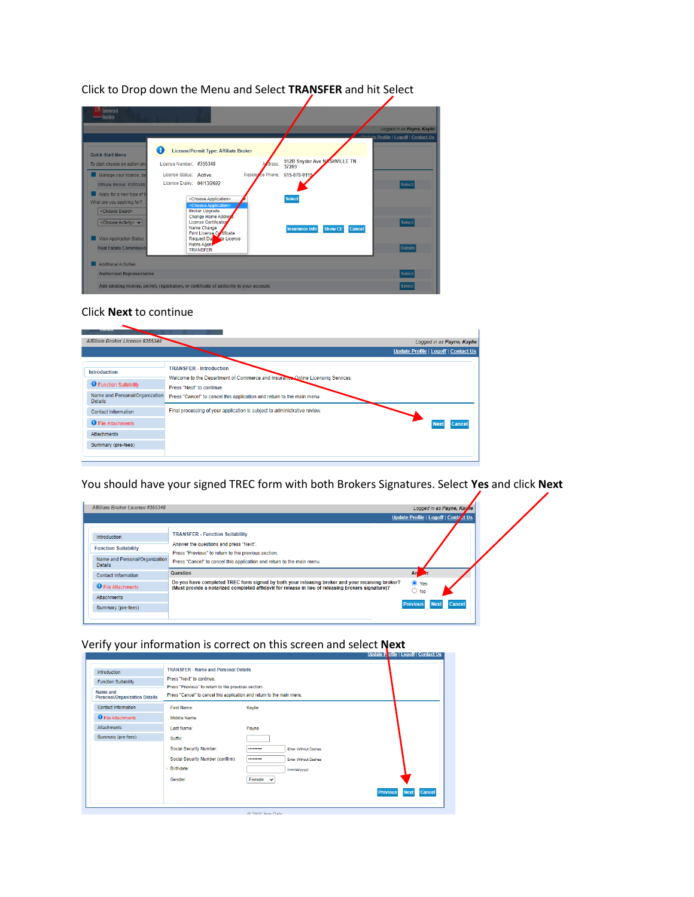Click to Drop down the Menu and Select **TRANSFER** and hit Select

Click **Next** to continue

You should have your signed TREC form with both Brokers Signatures. Select **Yes** and click **Next**

Verify your information is correct on this screen and select **Next**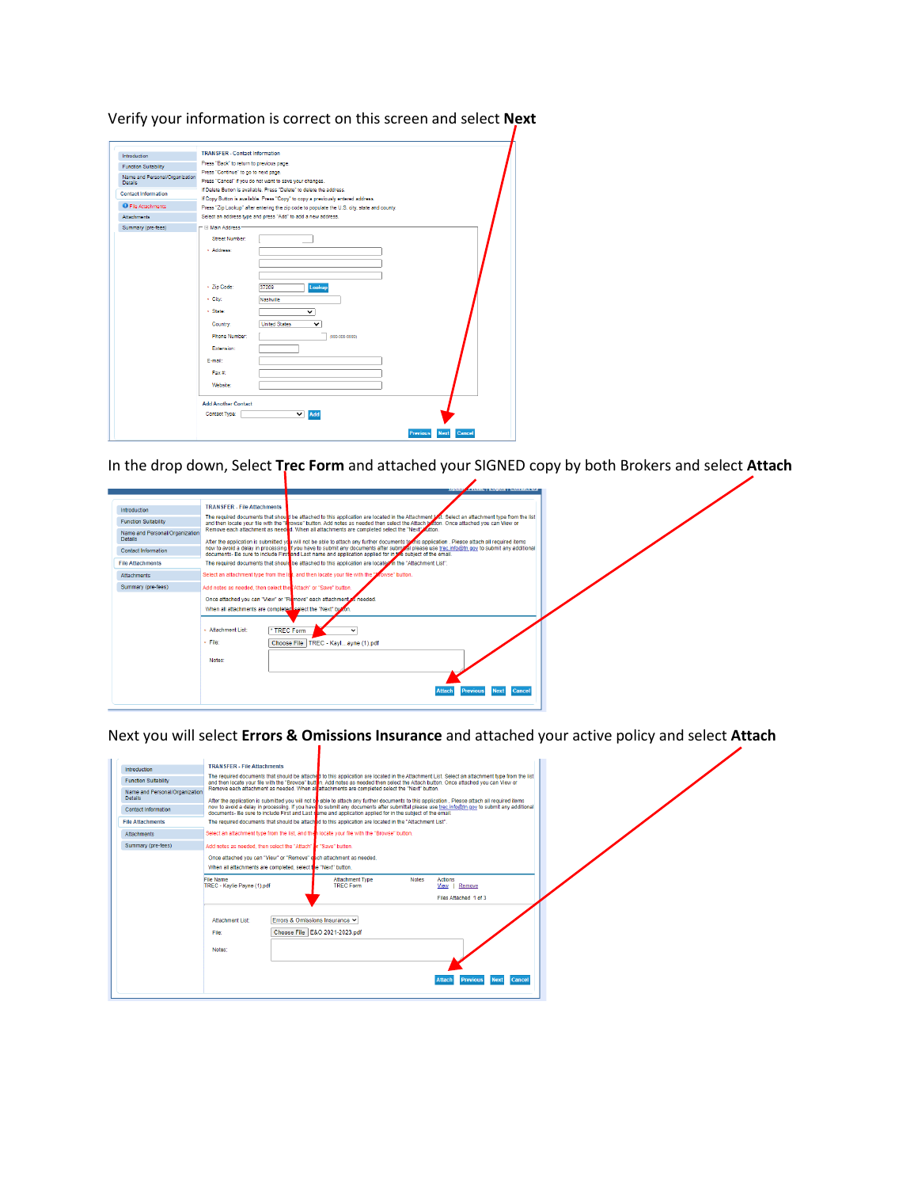Verify your information is correct on this screen and select **Next**

In the drop down, Select **Trec Form** and attached your SIGNED copy by both Brokers and select **Attach**

Next you will select **Errors & Omissions Insurance** and attached your active policy and select **Attach**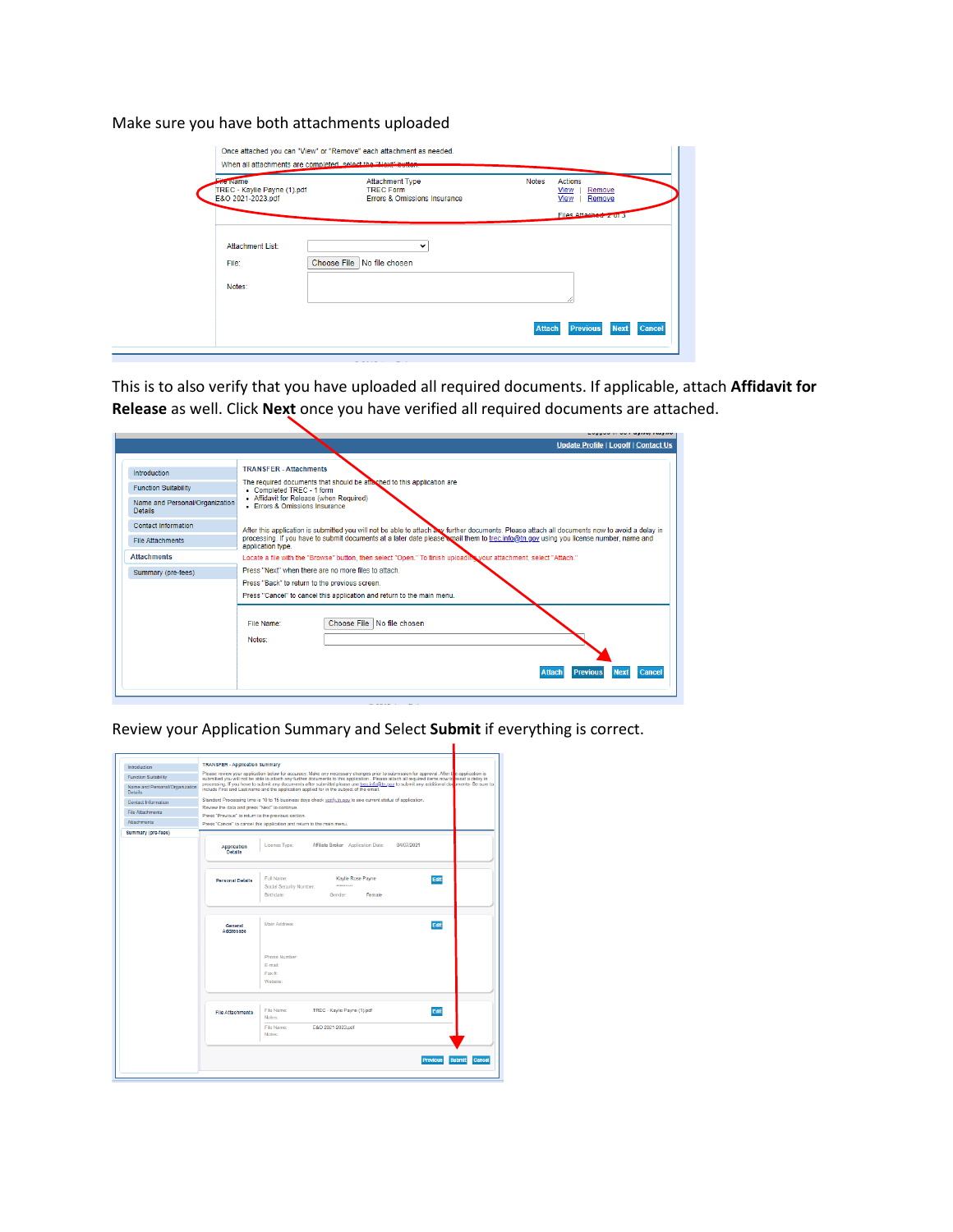Make sure you have both attachments uploaded

Once attached you can "View" or "Remove" each attachment as needed.

When all attachments are completed, select the "Next" button.

| File Name | Attachment Type | Notes | Actions |
|---|---|---|---|
| TREC - Kaylie Payne (1).pdf | TREC Form | | View \| Remove |
| E&O 2021-2023.pdf | Errors & Omissions Insurance | | View \| Remove |

Files Attached: 2 of 3

Attachment List:

File: Choose File No file chosen

Notes:

Attach Previous Next Cancel

This is to also verify that you have uploaded all required documents. If applicable, attach **Affidavit for Release** as well. Click **Next** once you have verified all required documents are attached.

Update Profile | Logoff | Contact Us

- Introduction
- Function Suitability
- Name and Personal/Organization Details
- Contact Information
- File Attachments
- Attachments
- Summary (pre-fees)

TRANSFER - Attachments

The required documents that should be attached to this application are

- Completed TREC - 1 form
- Affidavit for Release (when Required)
- Errors & Omissions Insurance

After this application is submitted you will not be able to attach any further documents. Please attach all documents now to avoid a delay in processing. If you have to submit documents at a later date please email them to trec.info@tn.gov using you license number, name and application type.

Locate a file with the "Browse" button, then select "Open." To finish uploading your attachment, select "Attach."

Press "Next" when there are no more files to attach

Press "Back" to return to the previous screen.

Press "Cancel" to cancel this application and return to the main menu.

File Name: Choose File No file chosen

Notes:

Attach Previous Next Cancel

Review your Application Summary and Select **Submit** if everything is correct.

TRANSFER - Application Summary

Please review your application below for accuracy. Make any necessary changes prior to submission for approval. After the application is submitted you will not be able to attach any further documents to this application. Please attach all required items now to avoid a delay in processing. If you have to submit any documents after submittal please use trec.info@tn.gov to submit any additional documents. Be sure to include First and Last name and the application applied for in the subject of the email.

Standard Processing time is 10 to 15 business days check verify.tn.gov to see current status of application.

Review the data and press "Next" to continue.

Press "Previous" to return to the previous section.

Press "Cancel" to cancel this application and return to the main menu.

Application Details — License Type: Affiliate Broker, Application Date: 04/07/2021

Personal Details — Full Name: Kaylie Rose Payne; Social Security Number: *********; Birthdate: ; Gender: Female — Edit

General Addresses — Mail Address: ; Phone Number: ; E-mail: ; Fax #: ; Website: — Edit

File Attachments — File Name: TREC - Kaylie Payne (1).pdf; Notes: ; File Name: E&O 2021-2023.pdf; Notes: — Edit

Previous Submit Cancel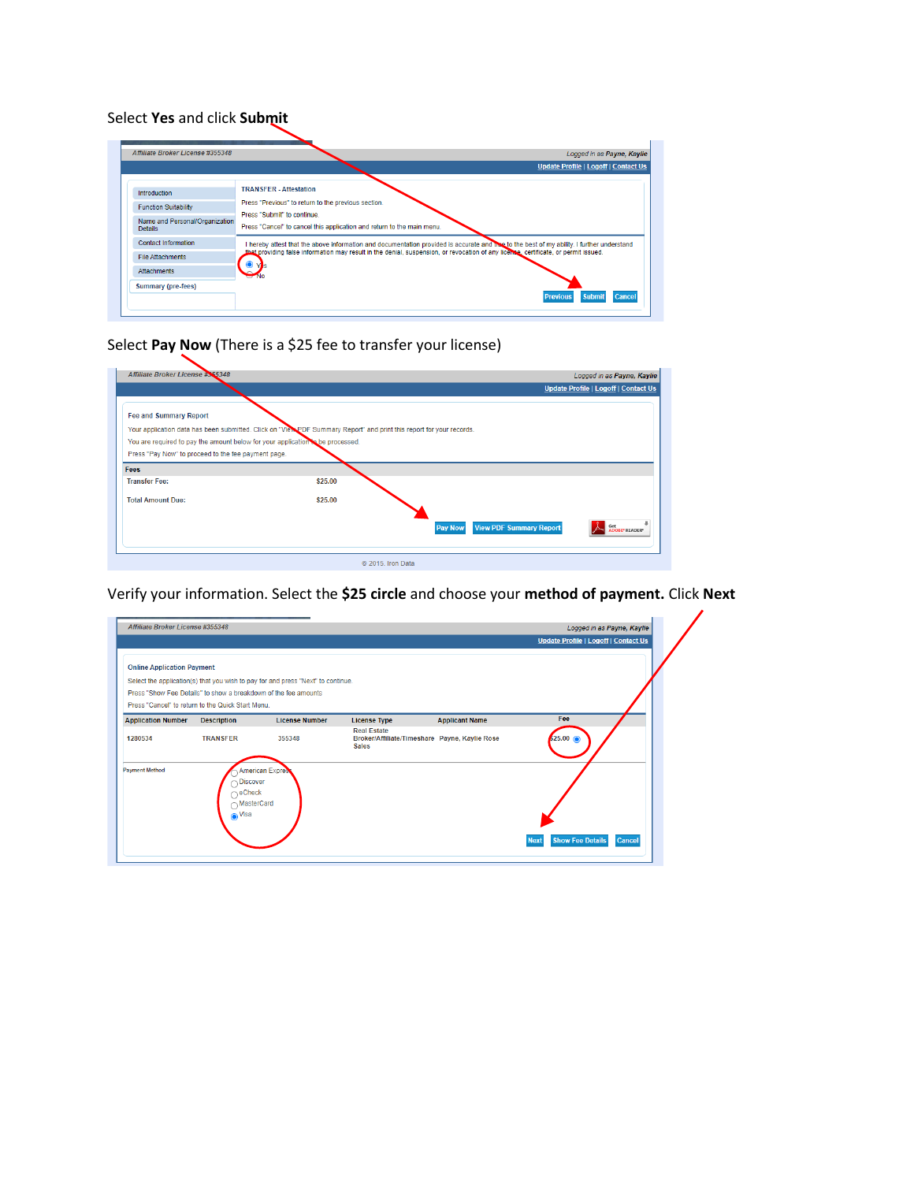Select **Yes** and click **Submit**

Affiliate Broker License #355348

Logged in as Payne, Kaylie

Update Profile | Logoff | Contact Us

- Introduction
- Function Suitability
- Name and Personal/Organization Details
- Contact Information
- File Attachments
- Attachments
- Summary (pre-fees)

TRANSFER - Attestation

Press "Previous" to return to the previous section.

Press "Submit" to continue.

Press "Cancel" to cancel this application and return to the main menu.

I hereby attest that the above information and documentation provided is accurate and true to the best of my ability. I further understand that providing false information may result in the denial, suspension, or revocation of any license, certificate, or permit issued.

- Yes
- No

Previous | Submit | Cancel

Select **Pay Now** (There is a $25 fee to transfer your license)

Affiliate Broker License #355348

Logged in as Payne, Kaylie

Update Profile | Logoff | Contact Us

Fee and Summary Report

Your application data has been submitted. Click on "View PDF Summary Report" and print this report for your records.

You are required to pay the amount below for your application to be processed.

Press "Pay Now" to proceed to the fee payment page.

| Fees | |
|---|---|
| Transfer Fee: | $25.00 |
| Total Amount Due: | $25.00 |

Pay Now | View PDF Summary Report | Get Adobe Reader

© 2015. Iron Data

Verify your information. Select the **$25 circle** and choose your **method of payment.** Click **Next**

Affiliate Broker License #355348

Logged in as Payne, Kaylie

Update Profile | Logoff | Contact Us

Online Application Payment

Select the application(s) that you wish to pay for and press "Next" to continue.

Press "Show Fee Details" to show a breakdown of the fee amounts

Press "Cancel" to return to the Quick Start Menu.

| Application Number | Description | License Number | License Type | Applicant Name | Fee |
|---|---|---|---|---|---|
| 1280534 | TRANSFER | 355348 | Real Estate Broker/Affiliate/Timeshare Sales | Payne, Kaylie Rose | $25.00 |

Payment Method

- American Express
- Discover
- eCheck
- MasterCard
- Visa

Next | Show Fee Details | Cancel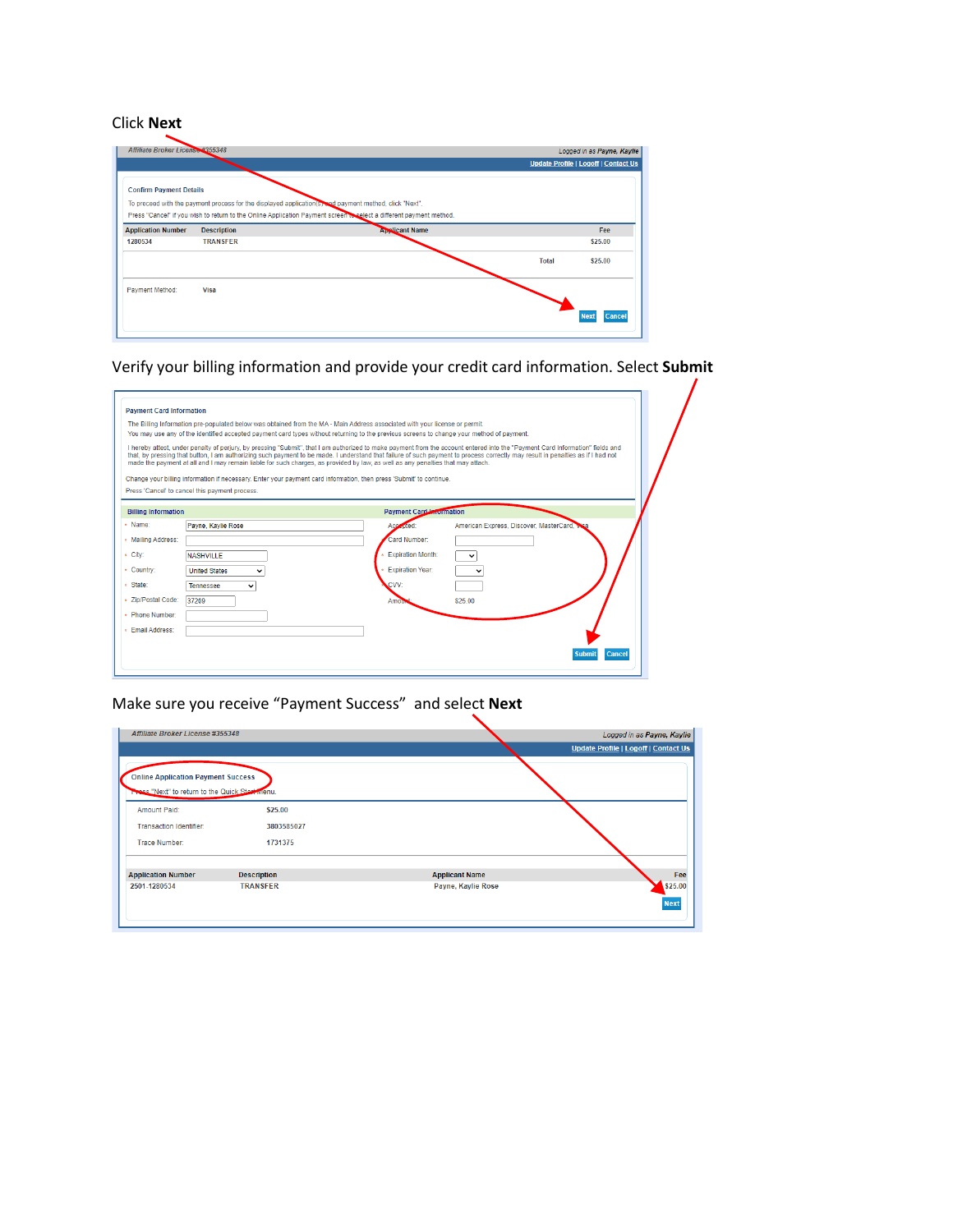Click **Next**

Affiliate Broker License #355348 — Logged in as Payne, Kaylie

Update Profile | Logoff | Contact Us

Confirm Payment Details

To proceed with the payment process for the displayed application(s) and payment method, click "Next".

Press "Cancel" if you wish to return to the Online Application Payment screen to select a different payment method.

| Application Number | Description | Applicant Name | Fee |
|---|---|---|---|
| 1280534 | TRANSFER | | $25.00 |
| | | Total | $25.00 |

Payment Method: Visa

Next | Cancel

Verify your billing information and provide your credit card information. Select **Submit**

Payment Card Information

The Billing Information pre-populated below was obtained from the MA - Main Address associated with your license or permit.

You may use any of the identified accepted payment card types without returning to the previous screens to change your method of payment.

I hereby attest, under penalty of perjury, by pressing "Submit", that I am authorized to make payment from the account entered into the "Payment Card Information" fields and that, by pressing that button, I am authorizing such payment to be made. I understand that failure of such payment to process correctly may result in penalties as if I had not made the payment at all and I may remain liable for such charges, as provided by law, as well as any penalties that may attach.

Change your billing information if necessary. Enter your payment card information, then press 'Submit' to continue.

Press 'Cancel' to cancel this payment process.

| Billing Information | | Payment Card Information | |
|---|---|---|---|
| Name: | Payne, Kaylie Rose | Accepted: | American Express, Discover, MasterCard, Visa |
| Mailing Address: | | Card Number: | |
| City: | NASHVILLE | Expiration Month: | |
| Country: | United States | Expiration Year: | |
| State: | Tennessee | CVV: | |
| Zip/Postal Code: | 37209 | Amount: | $25.00 |
| Phone Number: | | | |
| Email Address: | | | |

Submit | Cancel

Make sure you receive "Payment Success" and select **Next**

Affiliate Broker License #355348 — Logged in as Payne, Kaylie

Update Profile | Logoff | Contact Us

Online Application Payment Success

Press "Next" to return to the Quick Start Menu.

Amount Paid: $25.00

Transaction Identifier: 3803585027

Trace Number: 1731375

| Application Number | Description | Applicant Name | Fee |
|---|---|---|---|
| 2501-1280534 | TRANSFER | Payne, Kaylie Rose | $25.00 |

Next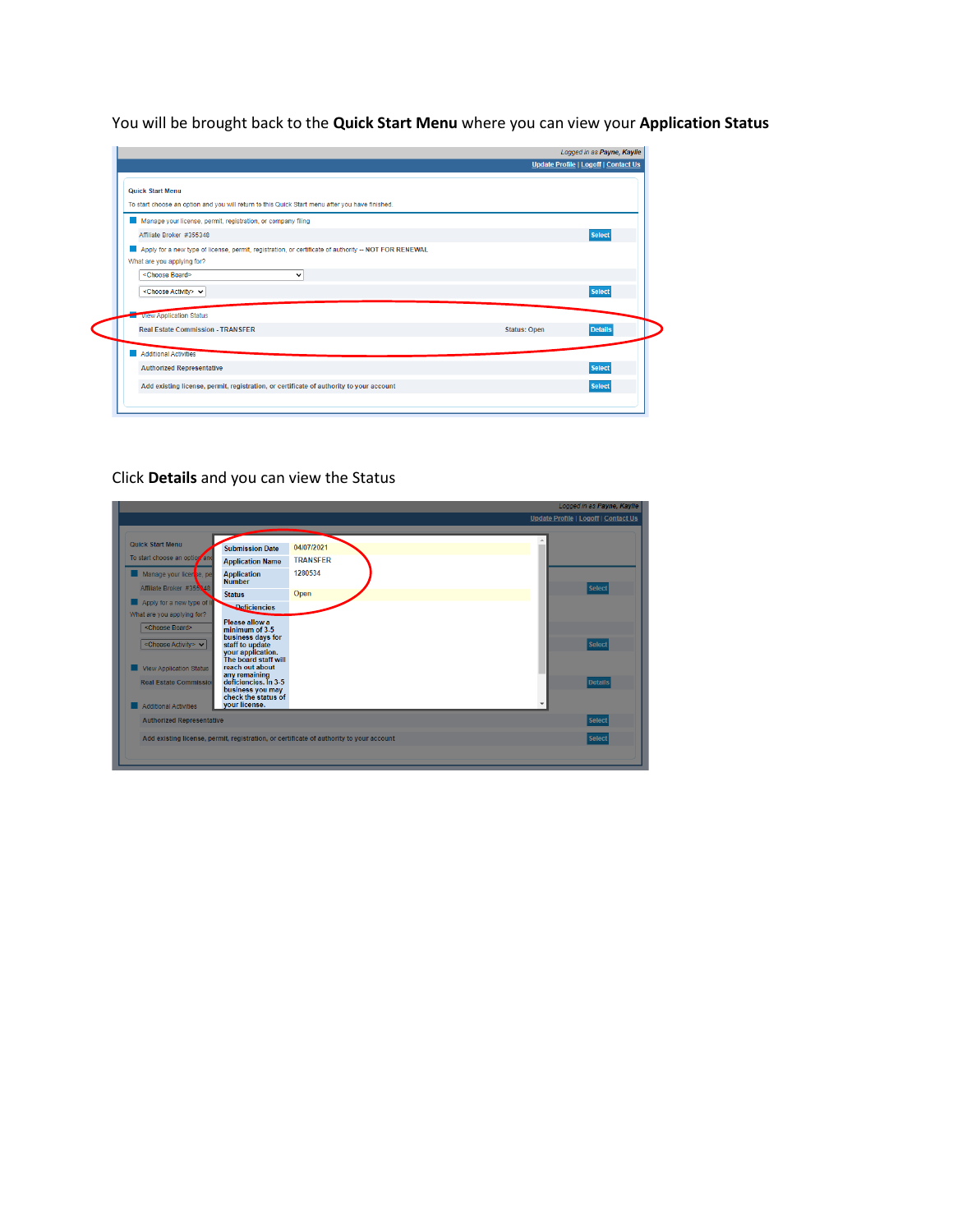You will be brought back to the **Quick Start Menu** where you can view your **Application Status**

Logged in as Payne, Kaylie

Update Profile | Logoff | Contact Us

Quick Start Menu

To start choose an option and you will return to this Quick Start menu after you have finished.

Manage your license, permit, registration, or company filing

Affiliate Broker #356348 Select

Apply for a new type of license, permit, registration, or certificate of authority -- NOT FOR RENEWAL

What are you applying for?

<Choose Board>

<Choose Activity> Select

View Application Status

Real Estate Commission - TRANSFER Status: Open Details

Additional Activities

Authorized Representative Select

Add existing license, permit, registration, or certificate of authority to your account Select

Click **Details** and you can view the Status

| | |
|---|---|
| Submission Date | 04/07/2021 |
| Application Name | TRANSFER |
| Application Number | 1280534 |
| Status | Open |
| Deficiencies | |
| Please allow a minimum of 3-5 business days for staff to update your application. The board staff will reach out about any remaining deficiencies. In 3-5 business you may check the status of your license. | |